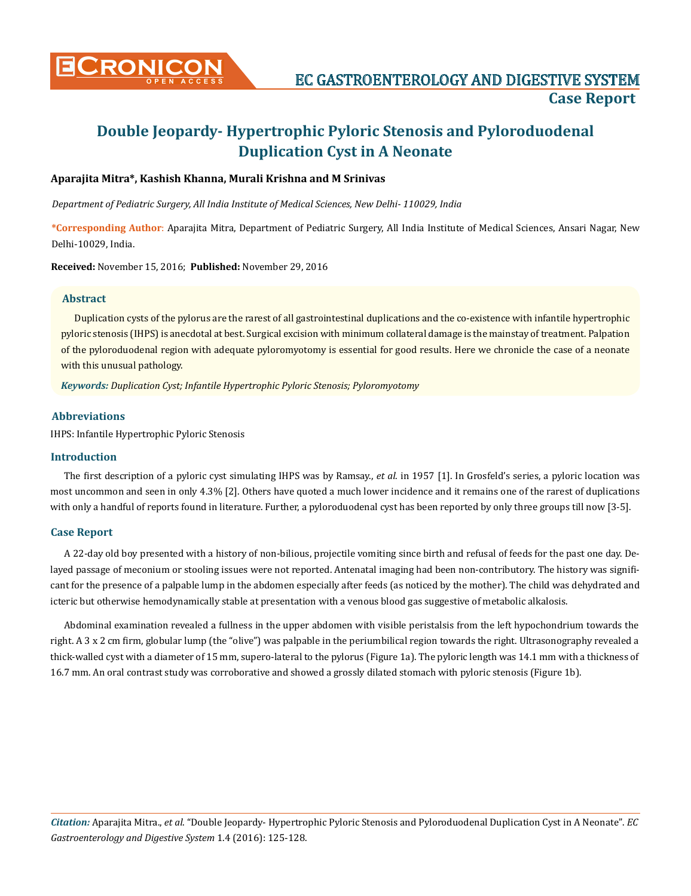Case Report

# Double Jeopardy- Hypertrophic Pyloric Stenosis and Pyloroduodenal Duplication Cyst in A Neonate

**Aparajita Mitra*, Kashish Khanna, Murali Krishna and M Srinivas**

*Department of Pediatric Surgery, All India Institute of Medical Sciences, New Delhi- 110029, India*

***Corresponding Author**: Aparajita Mitra, Department of Pediatric Surgery, All India Institute of Medical Sciences, Ansari Nagar, New Delhi-10029, India.

**Received:** November 15, 2016; **Published:** November 29, 2016

## Abstract

Duplication cysts of the pylorus are the rarest of all gastrointestinal duplications and the co-existence with infantile hypertrophic pyloric stenosis (IHPS) is anecdotal at best. Surgical excision with minimum collateral damage is the mainstay of treatment. Palpation of the pyloroduodenal region with adequate pyloromyotomy is essential for good results. Here we chronicle the case of a neonate with this unusual pathology.

***Keywords:*** *Duplication Cyst; Infantile Hypertrophic Pyloric Stenosis; Pyloromyotomy*

## Abbreviations

IHPS: Infantile Hypertrophic Pyloric Stenosis

## Introduction

The first description of a pyloric cyst simulating IHPS was by Ramsay., *et al.* in 1957 [1]. In Grosfeld's series, a pyloric location was most uncommon and seen in only 4.3% [2]. Others have quoted a much lower incidence and it remains one of the rarest of duplications with only a handful of reports found in literature. Further, a pyloroduodenal cyst has been reported by only three groups till now [3-5].

## Case Report

A 22-day old boy presented with a history of non-bilious, projectile vomiting since birth and refusal of feeds for the past one day. Delayed passage of meconium or stooling issues were not reported. Antenatal imaging had been non-contributory. The history was significant for the presence of a palpable lump in the abdomen especially after feeds (as noticed by the mother). The child was dehydrated and icteric but otherwise hemodynamically stable at presentation with a venous blood gas suggestive of metabolic alkalosis.

Abdominal examination revealed a fullness in the upper abdomen with visible peristalsis from the left hypochondrium towards the right. A 3 x 2 cm firm, globular lump (the "olive") was palpable in the periumbilical region towards the right. Ultrasonography revealed a thick-walled cyst with a diameter of 15 mm, supero-lateral to the pylorus (Figure 1a). The pyloric length was 14.1 mm with a thickness of 16.7 mm. An oral contrast study was corroborative and showed a grossly dilated stomach with pyloric stenosis (Figure 1b).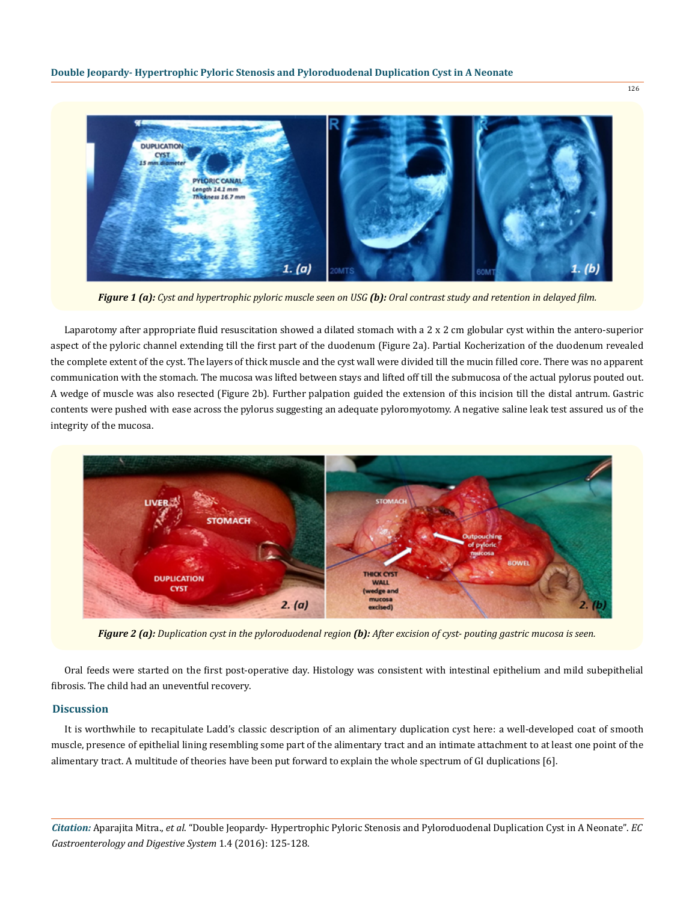*Figure 1 (a): Cyst and hypertrophic pyloric muscle seen on USG (b): Oral contrast study and retention in delayed film.*

Laparotomy after appropriate fluid resuscitation showed a dilated stomach with a 2 x 2 cm globular cyst within the antero-superior aspect of the pyloric channel extending till the first part of the duodenum (Figure 2a). Partial Kocherization of the duodenum revealed the complete extent of the cyst. The layers of thick muscle and the cyst wall were divided till the mucin filled core. There was no apparent communication with the stomach. The mucosa was lifted between stays and lifted off till the submucosa of the actual pylorus pouted out. A wedge of muscle was also resected (Figure 2b). Further palpation guided the extension of this incision till the distal antrum. Gastric contents were pushed with ease across the pylorus suggesting an adequate pyloromyotomy. A negative saline leak test assured us of the integrity of the mucosa.

*Figure 2 (a): Duplication cyst in the pyloroduodenal region (b): After excision of cyst- pouting gastric mucosa is seen.*

Oral feeds were started on the first post-operative day. Histology was consistent with intestinal epithelium and mild subepithelial fibrosis. The child had an uneventful recovery.

## Discussion

It is worthwhile to recapitulate Ladd's classic description of an alimentary duplication cyst here: a well-developed coat of smooth muscle, presence of epithelial lining resembling some part of the alimentary tract and an intimate attachment to at least one point of the alimentary tract. A multitude of theories have been put forward to explain the whole spectrum of GI duplications [6].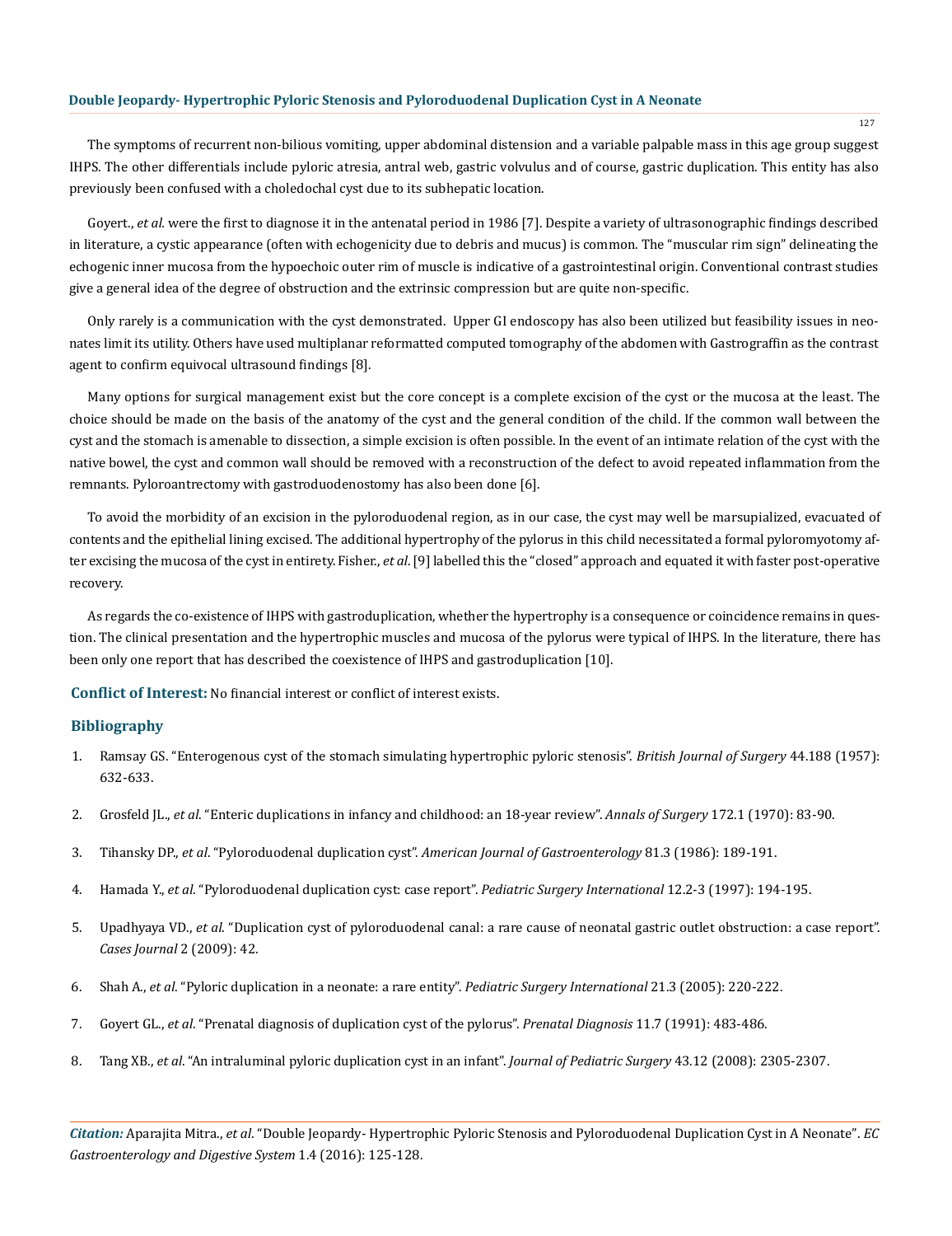The symptoms of recurrent non-bilious vomiting, upper abdominal distension and a variable palpable mass in this age group suggest IHPS. The other differentials include pyloric atresia, antral web, gastric volvulus and of course, gastric duplication. This entity has also previously been confused with a choledochal cyst due to its subhepatic location.

Goyert., *et al.* were the first to diagnose it in the antenatal period in 1986 [7]. Despite a variety of ultrasonographic findings described in literature, a cystic appearance (often with echogenicity due to debris and mucus) is common. The "muscular rim sign" delineating the echogenic inner mucosa from the hypoechoic outer rim of muscle is indicative of a gastrointestinal origin. Conventional contrast studies give a general idea of the degree of obstruction and the extrinsic compression but are quite non-specific.

Only rarely is a communication with the cyst demonstrated. Upper GI endoscopy has also been utilized but feasibility issues in neonates limit its utility. Others have used multiplanar reformatted computed tomography of the abdomen with Gastrograffin as the contrast agent to confirm equivocal ultrasound findings [8].

Many options for surgical management exist but the core concept is a complete excision of the cyst or the mucosa at the least. The choice should be made on the basis of the anatomy of the cyst and the general condition of the child. If the common wall between the cyst and the stomach is amenable to dissection, a simple excision is often possible. In the event of an intimate relation of the cyst with the native bowel, the cyst and common wall should be removed with a reconstruction of the defect to avoid repeated inflammation from the remnants. Pyloroantrectomy with gastroduodenostomy has also been done [6].

To avoid the morbidity of an excision in the pyloroduodenal region, as in our case, the cyst may well be marsupialized, evacuated of contents and the epithelial lining excised. The additional hypertrophy of the pylorus in this child necessitated a formal pyloromyotomy after excising the mucosa of the cyst in entirety. Fisher., *et al*. [9] labelled this the "closed" approach and equated it with faster post-operative recovery.

As regards the co-existence of IHPS with gastroduplication, whether the hypertrophy is a consequence or coincidence remains in question. The clinical presentation and the hypertrophic muscles and mucosa of the pylorus were typical of IHPS. In the literature, there has been only one report that has described the coexistence of IHPS and gastroduplication [10].

**Conflict of Interest:** No financial interest or conflict of interest exists.

## Bibliography

1. Ramsay GS. "Enterogenous cyst of the stomach simulating hypertrophic pyloric stenosis". *British Journal of Surgery* 44.188 (1957): 632-633.
2. Grosfeld JL., *et al*. "Enteric duplications in infancy and childhood: an 18-year review". *Annals of Surgery* 172.1 (1970): 83-90.
3. Tihansky DP., *et al*. "Pyloroduodenal duplication cyst". *American Journal of Gastroenterology* 81.3 (1986): 189-191.
4. Hamada Y., *et al*. "Pyloroduodenal duplication cyst: case report". *Pediatric Surgery International* 12.2-3 (1997): 194-195.
5. Upadhyaya VD., *et al*. "Duplication cyst of pyloroduodenal canal: a rare cause of neonatal gastric outlet obstruction: a case report". *Cases Journal* 2 (2009): 42.
6. Shah A., *et al*. "Pyloric duplication in a neonate: a rare entity". *Pediatric Surgery International* 21.3 (2005): 220-222.
7. Goyert GL., *et al*. "Prenatal diagnosis of duplication cyst of the pylorus". *Prenatal Diagnosis* 11.7 (1991): 483-486.
8. Tang XB., *et al*. "An intraluminal pyloric duplication cyst in an infant". *Journal of Pediatric Surgery* 43.12 (2008): 2305-2307.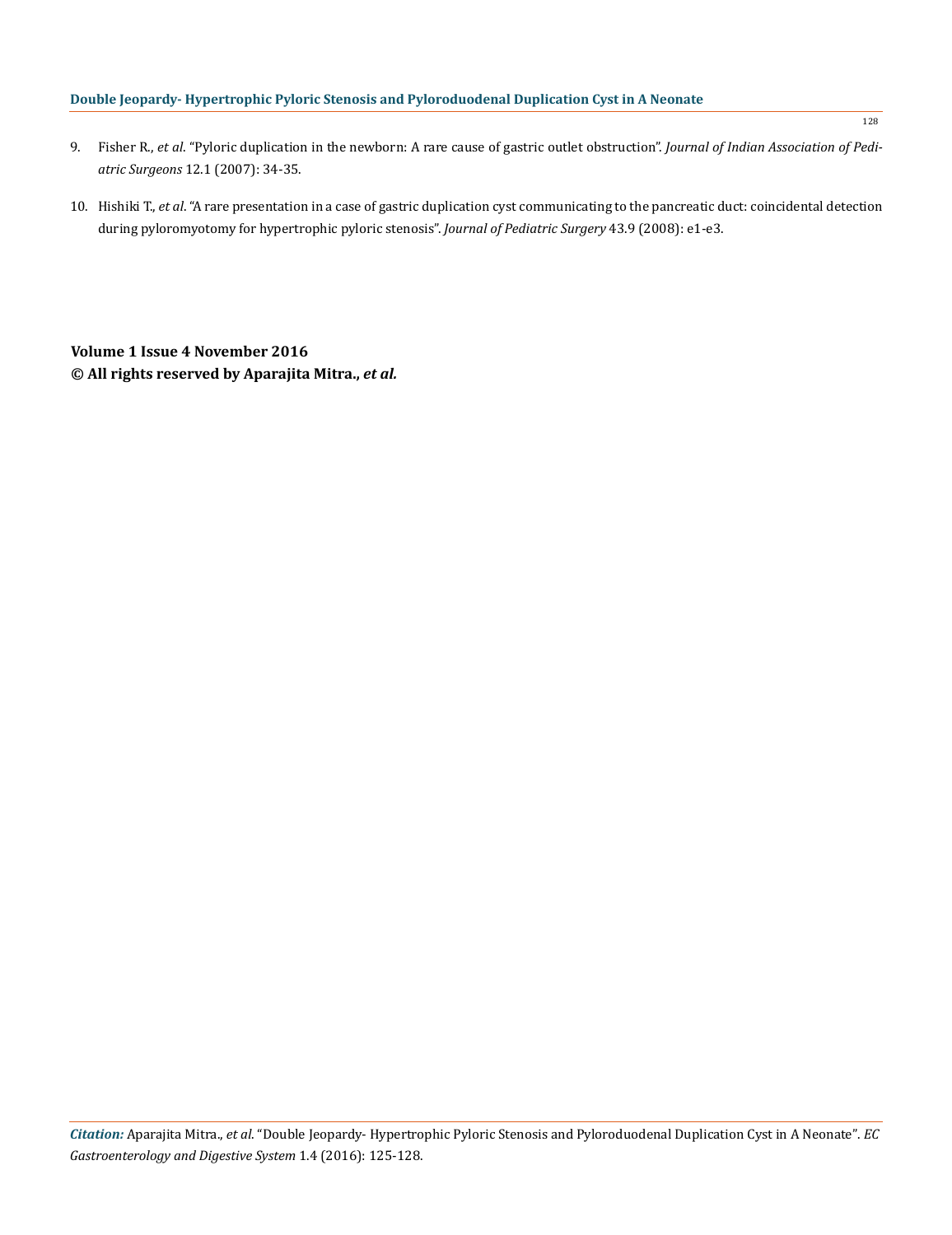9. Fisher R., *et al*. "Pyloric duplication in the newborn: A rare cause of gastric outlet obstruction". *Journal of Indian Association of Pediatric Surgeons* 12.1 (2007): 34-35.

10. Hishiki T., *et al*. "A rare presentation in a case of gastric duplication cyst communicating to the pancreatic duct: coincidental detection during pyloromyotomy for hypertrophic pyloric stenosis". *Journal of Pediatric Surgery* 43.9 (2008): e1-e3.

**Volume 1 Issue 4 November 2016**
**© All rights reserved by Aparajita Mitra., *et al.***